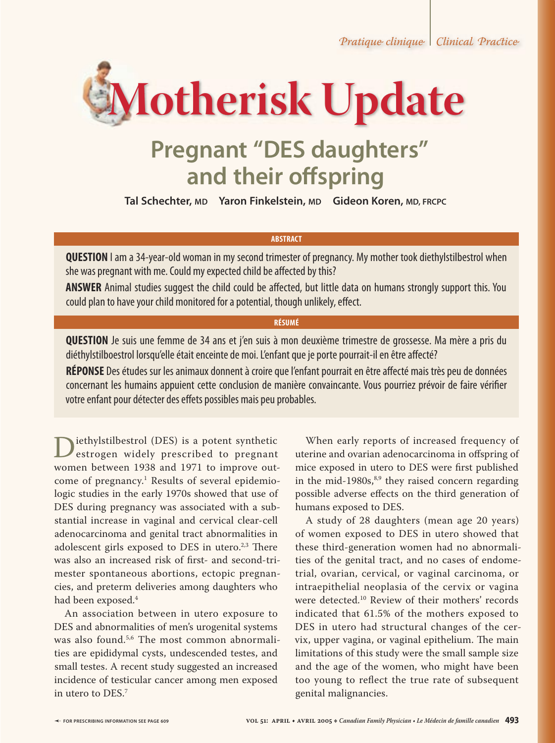*Pratique clinique* | *Clinical Practice*

# Motherisk Update

## Pregnant "DES daughters" and their offspring

**Tal Schechter, MD  Yaron Finkelstein, MD  Gideon Koren, MD, FRCPC**

### ABSTRACT

**QUESTION** I am a 34-year-old woman in my second trimester of pregnancy. My mother took diethylstilbestrol when she was pregnant with me. Could my expected child be affected by this?

**ANSWER** Animal studies suggest the child could be affected, but little data on humans strongly support this. You could plan to have your child monitored for a potential, though unlikely, effect.

### RÉSUMÉ

**QUESTION** Je suis une femme de 34 ans et j'en suis à mon deuxième trimestre de grossesse. Ma mère a pris du diéthylstilboestrol lorsqu'elle était enceinte de moi. L'enfant que je porte pourrait-il en être affecté?

**RÉPONSE** Des études sur les animaux donnent à croire que l'enfant pourrait en être affecté mais très peu de données concernant les humains appuient cette conclusion de manière convaincante. Vous pourriez prévoir de faire vérifier votre enfant pour détecter des effets possibles mais peu probables.

Diethylstilbestrol (DES) is a potent synthetic estrogen widely prescribed to pregnant women between 1938 and 1971 to improve outcome of pregnancy.[1] Results of several epidemiologic studies in the early 1970s showed that use of DES during pregnancy was associated with a substantial increase in vaginal and cervical clear-cell adenocarcinoma and genital tract abnormalities in adolescent girls exposed to DES in utero.[2,3] There was also an increased risk of first- and second-trimester spontaneous abortions, ectopic pregnancies, and preterm deliveries among daughters who had been exposed.[4]

An association between in utero exposure to DES and abnormalities of men's urogenital systems was also found.[5,6] The most common abnormalities are epididymal cysts, undescended testes, and small testes. A recent study suggested an increased incidence of testicular cancer among men exposed in utero to DES.[7]

When early reports of increased frequency of uterine and ovarian adenocarcinoma in offspring of mice exposed in utero to DES were first published in the mid-1980s,[8,9] they raised concern regarding possible adverse effects on the third generation of humans exposed to DES.

A study of 28 daughters (mean age 20 years) of women exposed to DES in utero showed that these third-generation women had no abnormalities of the genital tract, and no cases of endometrial, ovarian, cervical, or vaginal carcinoma, or intraepithelial neoplasia of the cervix or vagina were detected.[10] Review of their mothers' records indicated that 61.5% of the mothers exposed to DES in utero had structural changes of the cervix, upper vagina, or vaginal epithelium. The main limitations of this study were the small sample size and the age of the women, who might have been too young to reflect the true rate of subsequent genital malignancies.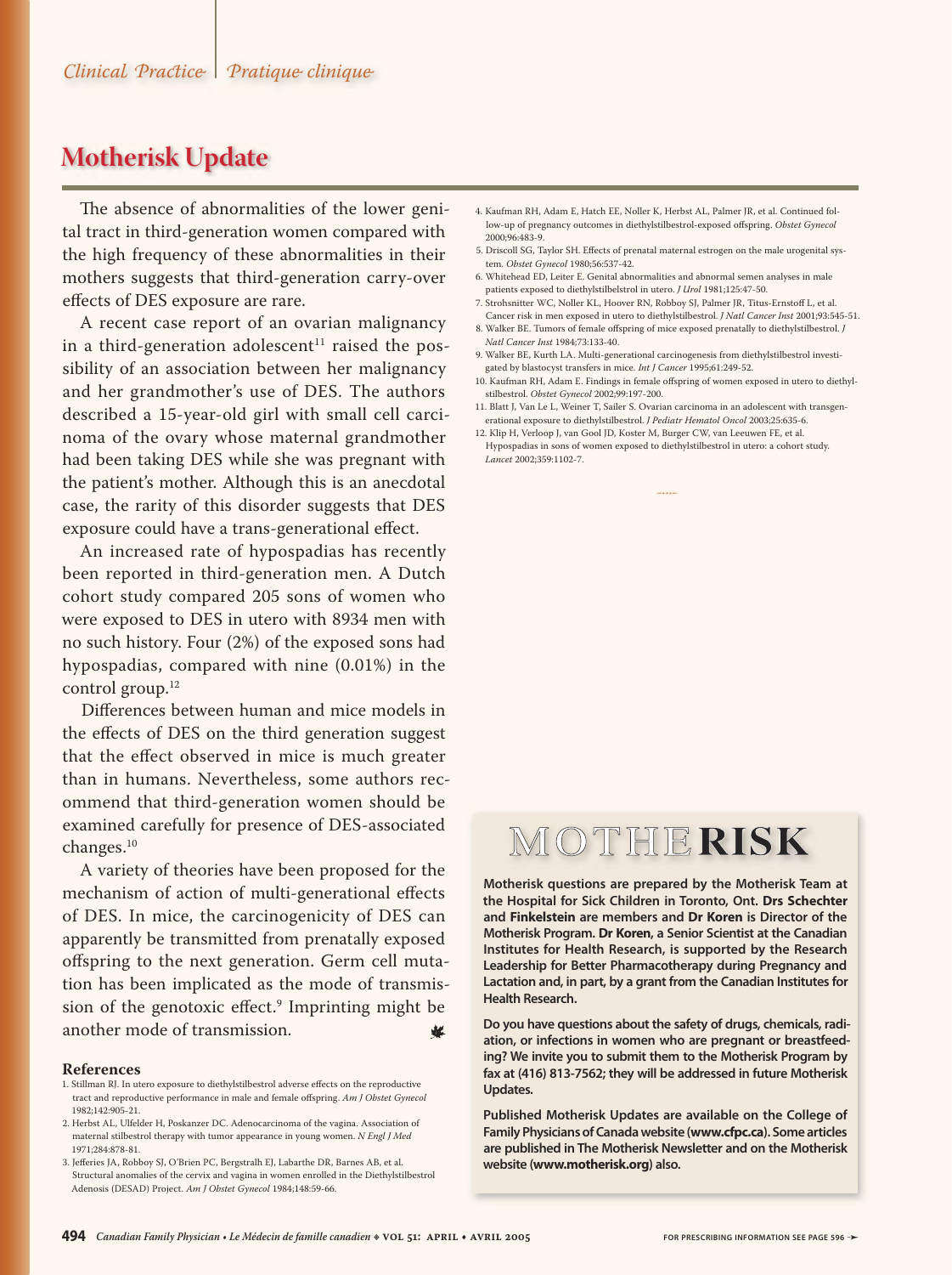## Motherisk Update

The absence of abnormalities of the lower genital tract in third-generation women compared with the high frequency of these abnormalities in their mothers suggests that third-generation carry-over effects of DES exposure are rare.

A recent case report of an ovarian malignancy in a third-generation adolescent[11] raised the possibility of an association between her malignancy and her grandmother's use of DES. The authors described a 15-year-old girl with small cell carcinoma of the ovary whose maternal grandmother had been taking DES while she was pregnant with the patient's mother. Although this is an anecdotal case, the rarity of this disorder suggests that DES exposure could have a trans-generational effect.

An increased rate of hypospadias has recently been reported in third-generation men. A Dutch cohort study compared 205 sons of women who were exposed to DES in utero with 8934 men with no such history. Four (2%) of the exposed sons had hypospadias, compared with nine (0.01%) in the control group.[12]

Differences between human and mice models in the effects of DES on the third generation suggest that the effect observed in mice is much greater than in humans. Nevertheless, some authors recommend that third-generation women should be examined carefully for presence of DES-associated changes.[10]

A variety of theories have been proposed for the mechanism of action of multi-generational effects of DES. In mice, the carcinogenicity of DES can apparently be transmitted from prenatally exposed offspring to the next generation. Germ cell mutation has been implicated as the mode of transmission of the genotoxic effect.[9] Imprinting might be another mode of transmission.

### References

1. Stillman RJ. In utero exposure to diethylstilbestrol adverse effects on the reproductive tract and reproductive performance in male and female offspring. *Am J Obstet Gynecol* 1982;142:905-21.
2. Herbst AL, Ulfelder H, Poskanzer DC. Adenocarcinoma of the vagina. Association of maternal stilbestrol therapy with tumor appearance in young women. *N Engl J Med* 1971;284:878-81.
3. Jefferies JA, Robboy SJ, O'Brien PC, Bergstralh EJ, Labarthe DR, Barnes AB, et al. Structural anomalies of the cervix and vagina in women enrolled in the Diethylstilbestrol Adenosis (DESAD) Project. *Am J Obstet Gynecol* 1984;148:59-66.
4. Kaufman RH, Adam E, Hatch EE, Noller K, Herbst AL, Palmer JR, et al. Continued follow-up of pregnancy outcomes in diethylstilbestrol-exposed offspring. *Obstet Gynecol* 2000;96:483-9.
5. Driscoll SG, Taylor SH. Effects of prenatal maternal estrogen on the male urogenital system. *Obstet Gynecol* 1980;56:537-42.
6. Whitehead ED, Leiter E. Genital abnormalities and abnormal semen analyses in male patients exposed to diethylstilbelstrol in utero. *J Urol* 1981;125:47-50.
7. Strohsnitter WC, Noller KL, Hoover RN, Robboy SJ, Palmer JR, Titus-Ernstoff L, et al. Cancer risk in men exposed in utero to diethylstilbestrol. *J Natl Cancer Inst* 2001;93:545-51.
8. Walker BE. Tumors of female offspring of mice exposed prenatally to diethylstilbestrol. *J Natl Cancer Inst* 1984;73:133-40.
9. Walker BE, Kurth LA. Multi-generational carcinogenesis from diethylstilbestrol investigated by blastocyst transfers in mice. *Int J Cancer* 1995;61:249-52.
10. Kaufman RH, Adam E. Findings in female offspring of women exposed in utero to diethylstilbestrol. *Obstet Gynecol* 2002;99:197-200.
11. Blatt J, Van Le L, Weiner T, Sailer S. Ovarian carcinoma in an adolescent with transgenerational exposure to diethylstilbestrol. *J Pediatr Hematol Oncol* 2003;25:635-6.
12. Klip H, Verloop J, van Gool JD, Koster M, Burger CW, van Leeuwen FE, et al. Hypospadias in sons of women exposed to diethylstilbestrol in utero: a cohort study. *Lancet* 2002;359:1102-7.

## MOTHERISK

**Motherisk questions are prepared by the Motherisk Team at the Hospital for Sick Children in Toronto, Ont. Drs Schechter and Finkelstein are members and Dr Koren is Director of the Motherisk Program. Dr Koren, a Senior Scientist at the Canadian Institutes for Health Research, is supported by the Research Leadership for Better Pharmacotherapy during Pregnancy and Lactation and, in part, by a grant from the Canadian Institutes for Health Research.**

**Do you have questions about the safety of drugs, chemicals, radiation, or infections in women who are pregnant or breastfeeding? We invite you to submit them to the Motherisk Program by fax at (416) 813-7562; they will be addressed in future Motherisk Updates.**

**Published Motherisk Updates are available on the College of Family Physicians of Canada website (www.cfpc.ca). Some articles are published in The Motherisk Newsletter and on the Motherisk website (www.motherisk.org) also.**

FOR PRESCRIBING INFORMATION SEE PAGE 596